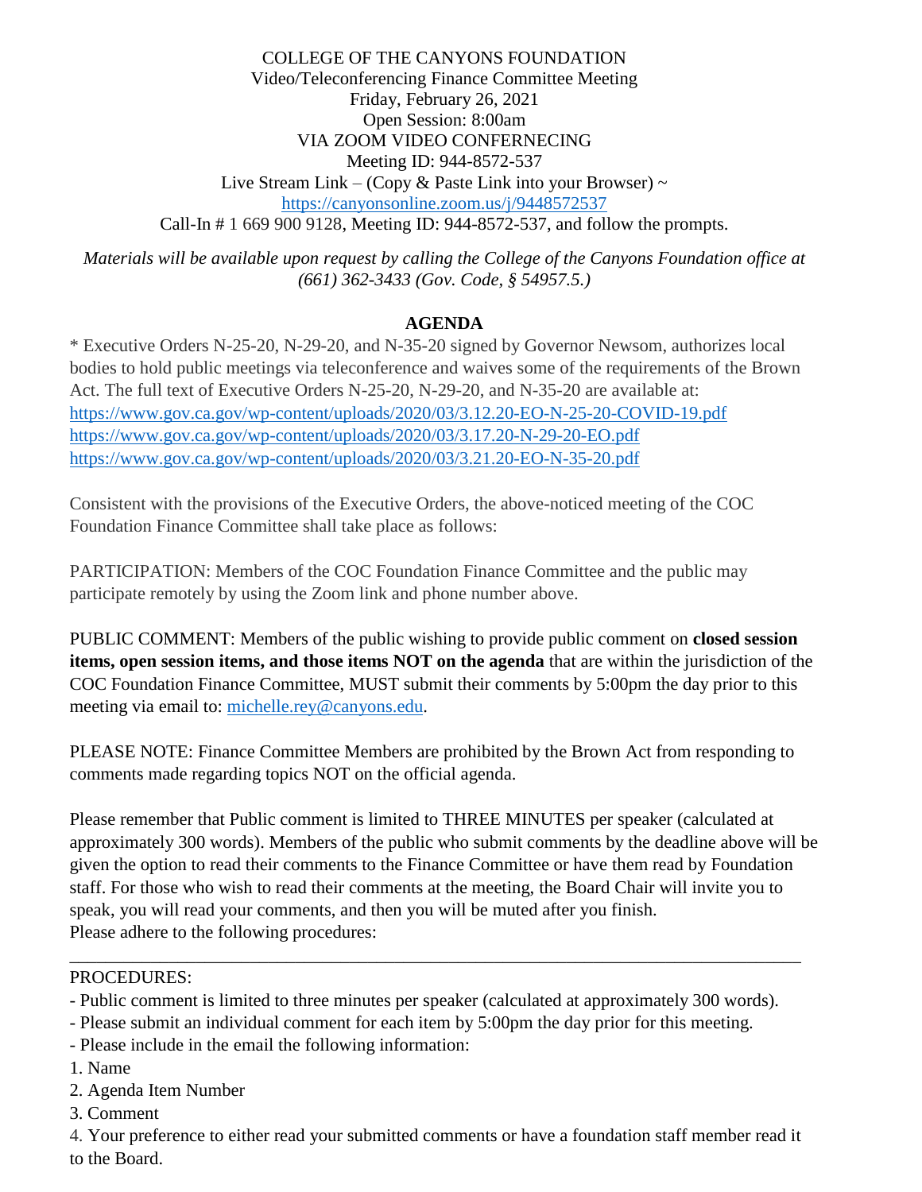COLLEGE OF THE CANYONS FOUNDATION
Video/Teleconferencing Finance Committee Meeting
Friday, February 26, 2021
Open Session: 8:00am
VIA ZOOM VIDEO CONFERNECING
Meeting ID: 944-8572-537
Live Stream Link – (Copy & Paste Link into your Browser) ~
https://canyonsonline.zoom.us/j/9448572537
Call-In # 1 669 900 9128, Meeting ID: 944-8572-537, and follow the prompts.

*Materials will be available upon request by calling the College of the Canyons Foundation office at (661) 362-3433 (Gov. Code, § 54957.5.)*

## AGENDA

* Executive Orders N-25-20, N-29-20, and N-35-20 signed by Governor Newsom, authorizes local bodies to hold public meetings via teleconference and waives some of the requirements of the Brown Act. The full text of Executive Orders N-25-20, N-29-20, and N-35-20 are available at:
https://www.gov.ca.gov/wp-content/uploads/2020/03/3.12.20-EO-N-25-20-COVID-19.pdf
https://www.gov.ca.gov/wp-content/uploads/2020/03/3.17.20-N-29-20-EO.pdf
https://www.gov.ca.gov/wp-content/uploads/2020/03/3.21.20-EO-N-35-20.pdf

Consistent with the provisions of the Executive Orders, the above-noticed meeting of the COC Foundation Finance Committee shall take place as follows:

PARTICIPATION: Members of the COC Foundation Finance Committee and the public may participate remotely by using the Zoom link and phone number above.

PUBLIC COMMENT: Members of the public wishing to provide public comment on **closed session items, open session items, and those items NOT on the agenda** that are within the jurisdiction of the COC Foundation Finance Committee, MUST submit their comments by 5:00pm the day prior to this meeting via email to: michelle.rey@canyons.edu.

PLEASE NOTE: Finance Committee Members are prohibited by the Brown Act from responding to comments made regarding topics NOT on the official agenda.

Please remember that Public comment is limited to THREE MINUTES per speaker (calculated at approximately 300 words). Members of the public who submit comments by the deadline above will be given the option to read their comments to the Finance Committee or have them read by Foundation staff. For those who wish to read their comments at the meeting, the Board Chair will invite you to speak, you will read your comments, and then you will be muted after you finish.
Please adhere to the following procedures:

---

PROCEDURES:

- Public comment is limited to three minutes per speaker (calculated at approximately 300 words).
- Please submit an individual comment for each item by 5:00pm the day prior for this meeting.
- Please include in the email the following information:

1. Name
2. Agenda Item Number
3. Comment
4. Your preference to either read your submitted comments or have a foundation staff member read it to the Board.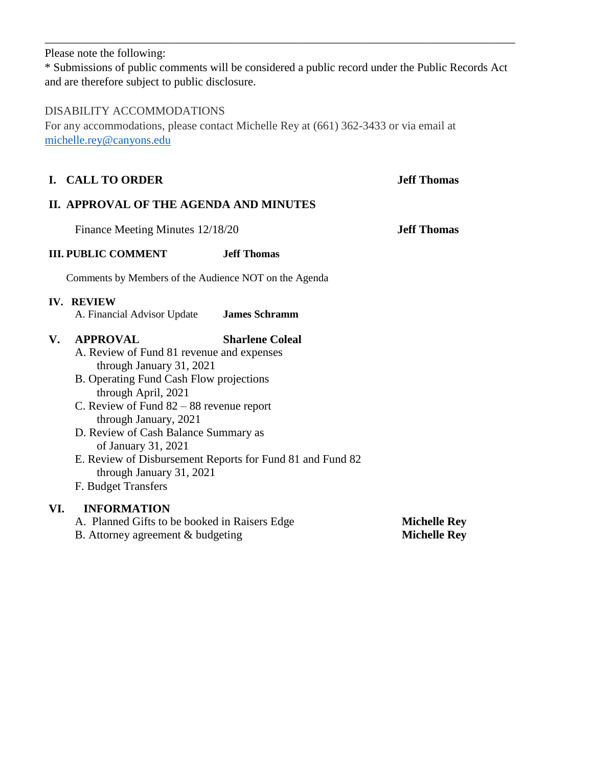---

Please note the following:
* Submissions of public comments will be considered a public record under the Public Records Act and are therefore subject to public disclosure.

DISABILITY ACCOMMODATIONS
For any accommodations, please contact Michelle Rey at (661) 362-3433 or via email at [michelle.rey@canyons.edu](mailto:michelle.rey@canyons.edu)

**I. CALL TO ORDER** **Jeff Thomas**

**II. APPROVAL OF THE AGENDA AND MINUTES**

Finance Meeting Minutes 12/18/20 **Jeff Thomas**

**III. PUBLIC COMMENT** **Jeff Thomas**

Comments by Members of the Audience NOT on the Agenda

**IV. REVIEW**

A. Financial Advisor Update **James Schramm**

**V. APPROVAL** **Sharlene Coleal**

A. Review of Fund 81 revenue and expenses through January 31, 2021
B. Operating Fund Cash Flow projections through April, 2021
C. Review of Fund 82 – 88 revenue report through January, 2021
D. Review of Cash Balance Summary as of January 31, 2021
E. Review of Disbursement Reports for Fund 81 and Fund 82 through January 31, 2021
F. Budget Transfers

**VI. INFORMATION**

A. Planned Gifts to be booked in Raisers Edge **Michelle Rey**
B. Attorney agreement & budgeting **Michelle Rey**